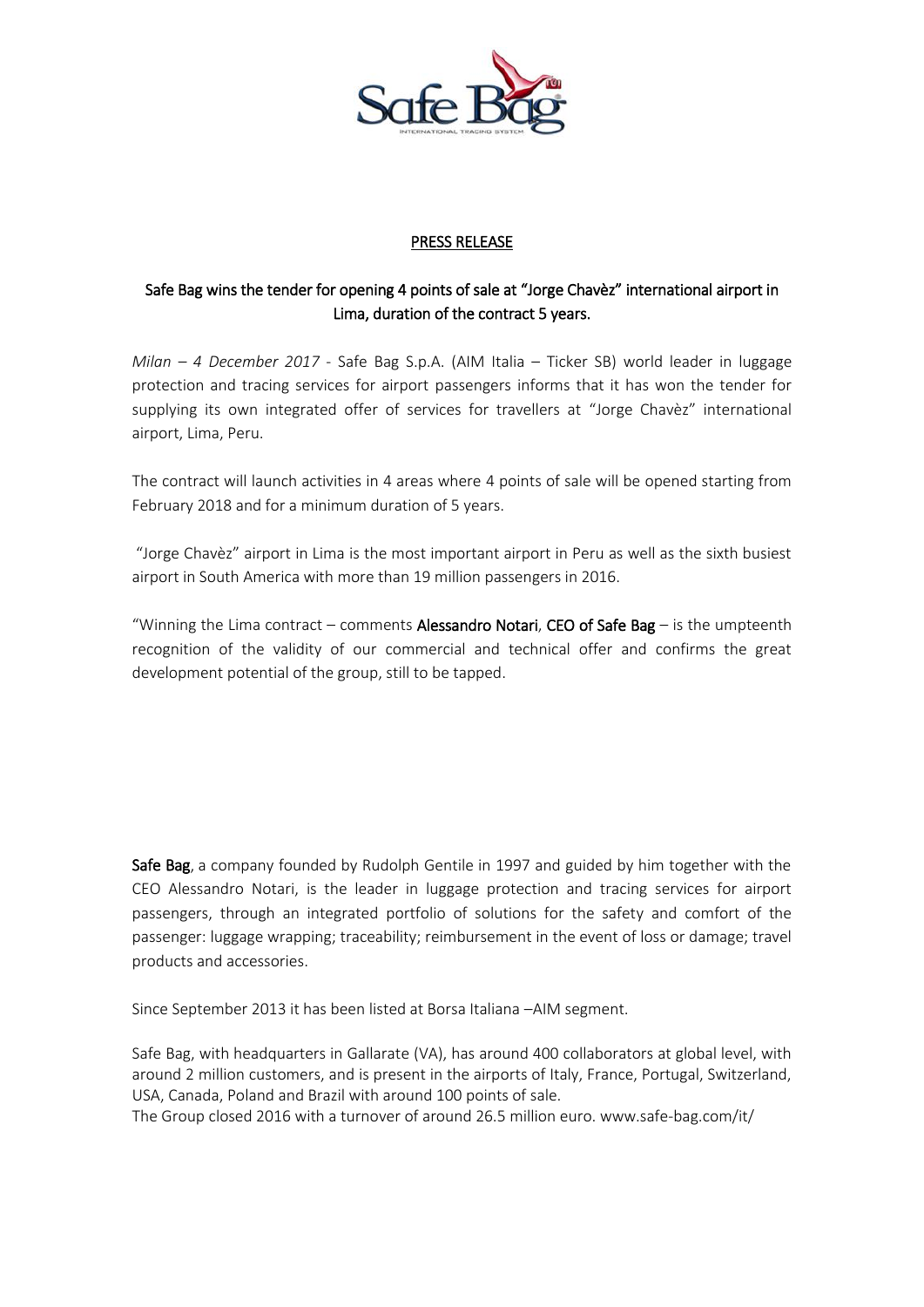PRESS RELEASE

## Safe Bag wins the tender for opening 4 points of sale at "Jorge Chavèz" international airport in Lima, duration of the contract 5 years.

*Milan – 4 December 2017* - Safe Bag S.p.A. (AIM Italia – Ticker SB) world leader in luggage protection and tracing services for airport passengers informs that it has won the tender for supplying its own integrated offer of services for travellers at "Jorge Chavèz" international airport, Lima, Peru.

The contract will launch activities in 4 areas where 4 points of sale will be opened starting from February 2018 and for a minimum duration of 5 years.

"Jorge Chavèz" airport in Lima is the most important airport in Peru as well as the sixth busiest airport in South America with more than 19 million passengers in 2016.

"Winning the Lima contract – comments **Alessandro Notari**, **CEO of Safe Bag** – is the umpteenth recognition of the validity of our commercial and technical offer and confirms the great development potential of the group, still to be tapped.

**Safe Bag**, a company founded by Rudolph Gentile in 1997 and guided by him together with the CEO Alessandro Notari, is the leader in luggage protection and tracing services for airport passengers, through an integrated portfolio of solutions for the safety and comfort of the passenger: luggage wrapping; traceability; reimbursement in the event of loss or damage; travel products and accessories.

Since September 2013 it has been listed at Borsa Italiana –AIM segment.

Safe Bag, with headquarters in Gallarate (VA), has around 400 collaborators at global level, with around 2 million customers, and is present in the airports of Italy, France, Portugal, Switzerland, USA, Canada, Poland and Brazil with around 100 points of sale.
The Group closed 2016 with a turnover of around 26.5 million euro. www.safe-bag.com/it/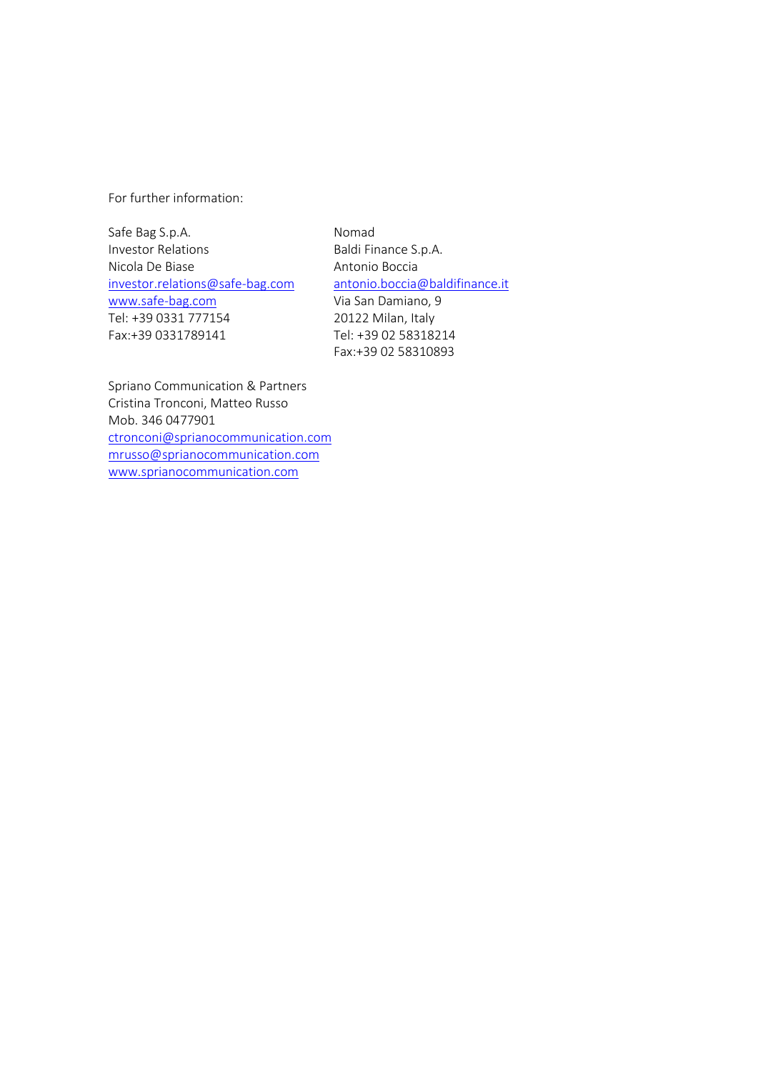For further information:

Safe Bag S.p.A.
Investor Relations
Nicola De Biase
investor.relations@safe-bag.com
www.safe-bag.com
Tel: +39 0331 777154
Fax:+39 0331789141

Nomad
Baldi Finance S.p.A.
Antonio Boccia
antonio.boccia@baldifinance.it
Via San Damiano, 9
20122 Milan, Italy
Tel: +39 02 58318214
Fax:+39 02 58310893

Spriano Communication & Partners
Cristina Tronconi, Matteo Russo
Mob. 346 0477901
ctronconi@sprianocommunication.com
mrusso@sprianocommunication.com
www.sprianocommunication.com